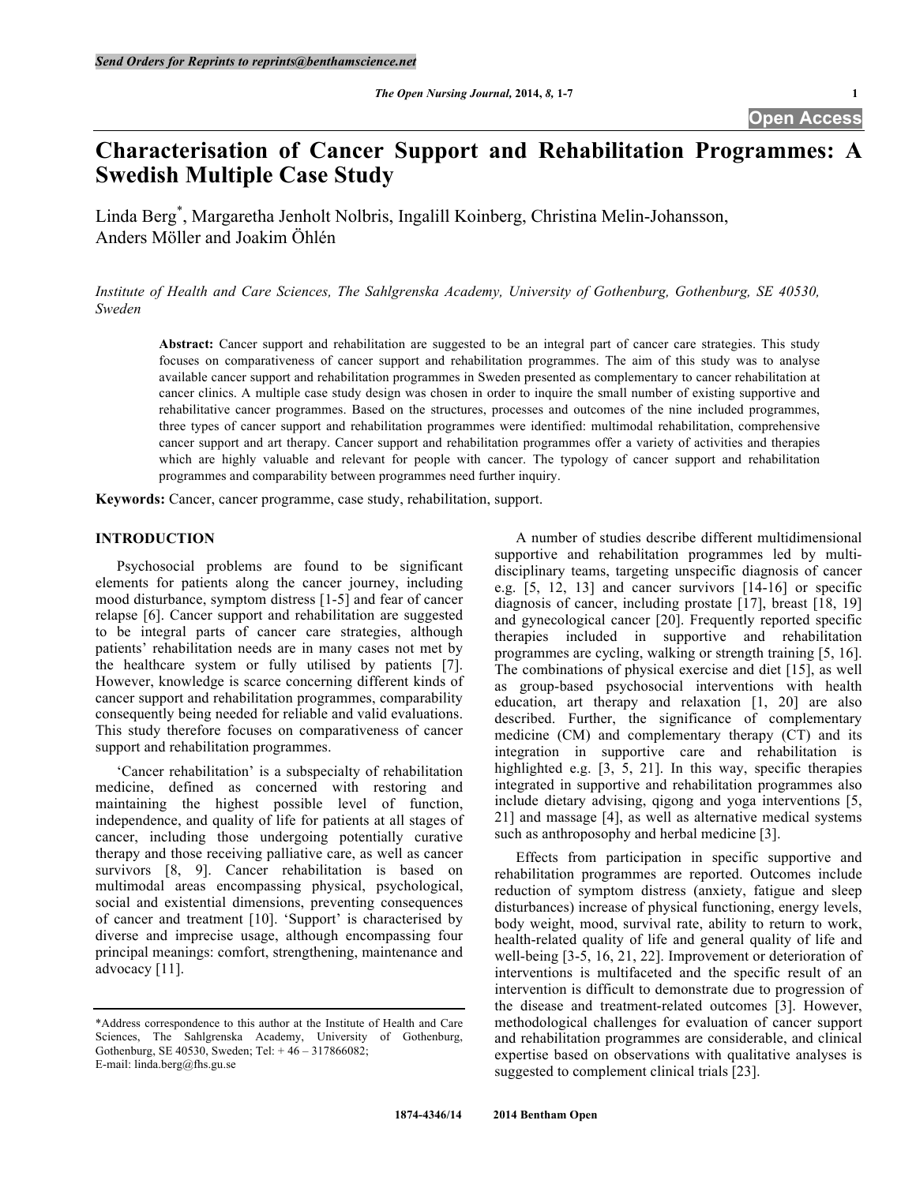# Characterisation of Cancer Support and Rehabilitation Programmes: A Swedish Multiple Case Study

Linda Berg*, Margaretha Jenholt Nolbris, Ingalill Koinberg, Christina Melin-Johansson, Anders Möller and Joakim Öhlén

*Institute of Health and Care Sciences, The Sahlgrenska Academy, University of Gothenburg, Gothenburg, SE 40530, Sweden*

**Abstract:** Cancer support and rehabilitation are suggested to be an integral part of cancer care strategies. This study focuses on comparativeness of cancer support and rehabilitation programmes. The aim of this study was to analyse available cancer support and rehabilitation programmes in Sweden presented as complementary to cancer rehabilitation at cancer clinics. A multiple case study design was chosen in order to inquire the small number of existing supportive and rehabilitative cancer programmes. Based on the structures, processes and outcomes of the nine included programmes, three types of cancer support and rehabilitation programmes were identified: multimodal rehabilitation, comprehensive cancer support and art therapy. Cancer support and rehabilitation programmes offer a variety of activities and therapies which are highly valuable and relevant for people with cancer. The typology of cancer support and rehabilitation programmes and comparability between programmes need further inquiry.

**Keywords:** Cancer, cancer programme, case study, rehabilitation, support.

## INTRODUCTION

Psychosocial problems are found to be significant elements for patients along the cancer journey, including mood disturbance, symptom distress [1-5] and fear of cancer relapse [6]. Cancer support and rehabilitation are suggested to be integral parts of cancer care strategies, although patients' rehabilitation needs are in many cases not met by the healthcare system or fully utilised by patients [7]. However, knowledge is scarce concerning different kinds of cancer support and rehabilitation programmes, comparability consequently being needed for reliable and valid evaluations. This study therefore focuses on comparativeness of cancer support and rehabilitation programmes.

'Cancer rehabilitation' is a subspecialty of rehabilitation medicine, defined as concerned with restoring and maintaining the highest possible level of function, independence, and quality of life for patients at all stages of cancer, including those undergoing potentially curative therapy and those receiving palliative care, as well as cancer survivors [8, 9]. Cancer rehabilitation is based on multimodal areas encompassing physical, psychological, social and existential dimensions, preventing consequences of cancer and treatment [10]. 'Support' is characterised by diverse and imprecise usage, although encompassing four principal meanings: comfort, strengthening, maintenance and advocacy [11].

A number of studies describe different multidimensional supportive and rehabilitation programmes led by multi-disciplinary teams, targeting unspecific diagnosis of cancer e.g. [5, 12, 13] and cancer survivors [14-16] or specific diagnosis of cancer, including prostate [17], breast [18, 19] and gynecological cancer [20]. Frequently reported specific therapies included in supportive and rehabilitation programmes are cycling, walking or strength training [5, 16]. The combinations of physical exercise and diet [15], as well as group-based psychosocial interventions with health education, art therapy and relaxation [1, 20] are also described. Further, the significance of complementary medicine (CM) and complementary therapy (CT) and its integration in supportive care and rehabilitation is highlighted e.g. [3, 5, 21]. In this way, specific therapies integrated in supportive and rehabilitation programmes also include dietary advising, qigong and yoga interventions [5, 21] and massage [4], as well as alternative medical systems such as anthroposophy and herbal medicine [3].

Effects from participation in specific supportive and rehabilitation programmes are reported. Outcomes include reduction of symptom distress (anxiety, fatigue and sleep disturbances) increase of physical functioning, energy levels, body weight, mood, survival rate, ability to return to work, health-related quality of life and general quality of life and well-being [3-5, 16, 21, 22]. Improvement or deterioration of interventions is multifaceted and the specific result of an intervention is difficult to demonstrate due to progression of the disease and treatment-related outcomes [3]. However, methodological challenges for evaluation of cancer support and rehabilitation programmes are considerable, and clinical expertise based on observations with qualitative analyses is suggested to complement clinical trials [23].

*Address correspondence to this author at the Institute of Health and Care Sciences, The Sahlgrenska Academy, University of Gothenburg, Gothenburg, SE 40530, Sweden; Tel: + 46 – 317866082; E-mail: linda.berg@fhs.gu.se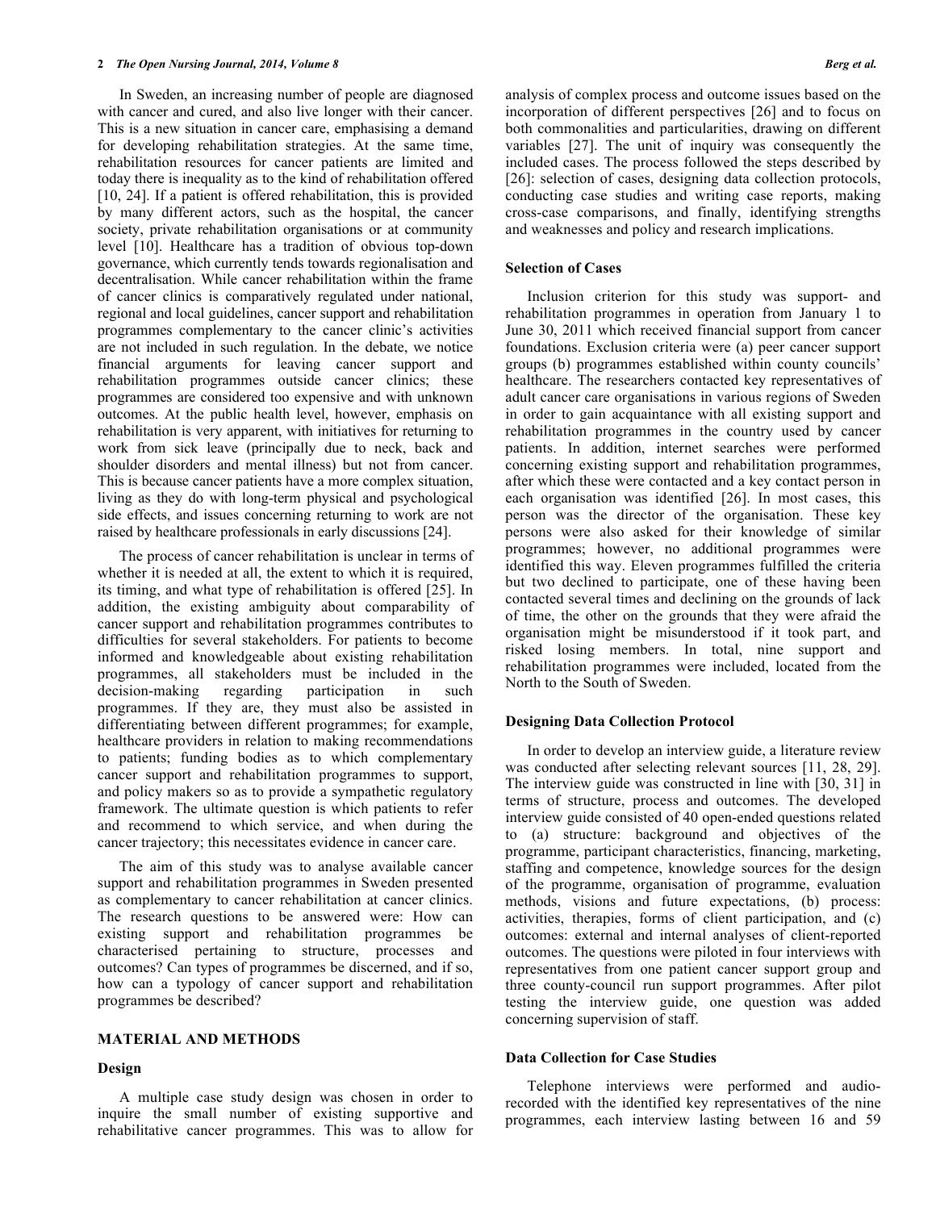In Sweden, an increasing number of people are diagnosed with cancer and cured, and also live longer with their cancer. This is a new situation in cancer care, emphasising a demand for developing rehabilitation strategies. At the same time, rehabilitation resources for cancer patients are limited and today there is inequality as to the kind of rehabilitation offered [10, 24]. If a patient is offered rehabilitation, this is provided by many different actors, such as the hospital, the cancer society, private rehabilitation organisations or at community level [10]. Healthcare has a tradition of obvious top-down governance, which currently tends towards regionalisation and decentralisation. While cancer rehabilitation within the frame of cancer clinics is comparatively regulated under national, regional and local guidelines, cancer support and rehabilitation programmes complementary to the cancer clinic's activities are not included in such regulation. In the debate, we notice financial arguments for leaving cancer support and rehabilitation programmes outside cancer clinics; these programmes are considered too expensive and with unknown outcomes. At the public health level, however, emphasis on rehabilitation is very apparent, with initiatives for returning to work from sick leave (principally due to neck, back and shoulder disorders and mental illness) but not from cancer. This is because cancer patients have a more complex situation, living as they do with long-term physical and psychological side effects, and issues concerning returning to work are not raised by healthcare professionals in early discussions [24].

The process of cancer rehabilitation is unclear in terms of whether it is needed at all, the extent to which it is required, its timing, and what type of rehabilitation is offered [25]. In addition, the existing ambiguity about comparability of cancer support and rehabilitation programmes contributes to difficulties for several stakeholders. For patients to become informed and knowledgeable about existing rehabilitation programmes, all stakeholders must be included in the decision-making regarding participation in such programmes. If they are, they must also be assisted in differentiating between different programmes; for example, healthcare providers in relation to making recommendations to patients; funding bodies as to which complementary cancer support and rehabilitation programmes to support, and policy makers so as to provide a sympathetic regulatory framework. The ultimate question is which patients to refer and recommend to which service, and when during the cancer trajectory; this necessitates evidence in cancer care.

The aim of this study was to analyse available cancer support and rehabilitation programmes in Sweden presented as complementary to cancer rehabilitation at cancer clinics. The research questions to be answered were: How can existing support and rehabilitation programmes be characterised pertaining to structure, processes and outcomes? Can types of programmes be discerned, and if so, how can a typology of cancer support and rehabilitation programmes be described?

## MATERIAL AND METHODS

### Design

A multiple case study design was chosen in order to inquire the small number of existing supportive and rehabilitative cancer programmes. This was to allow for analysis of complex process and outcome issues based on the incorporation of different perspectives [26] and to focus on both commonalities and particularities, drawing on different variables [27]. The unit of inquiry was consequently the included cases. The process followed the steps described by [26]: selection of cases, designing data collection protocols, conducting case studies and writing case reports, making cross-case comparisons, and finally, identifying strengths and weaknesses and policy and research implications.

### Selection of Cases

Inclusion criterion for this study was support- and rehabilitation programmes in operation from January 1 to June 30, 2011 which received financial support from cancer foundations. Exclusion criteria were (a) peer cancer support groups (b) programmes established within county councils' healthcare. The researchers contacted key representatives of adult cancer care organisations in various regions of Sweden in order to gain acquaintance with all existing support and rehabilitation programmes in the country used by cancer patients. In addition, internet searches were performed concerning existing support and rehabilitation programmes, after which these were contacted and a key contact person in each organisation was identified [26]. In most cases, this person was the director of the organisation. These key persons were also asked for their knowledge of similar programmes; however, no additional programmes were identified this way. Eleven programmes fulfilled the criteria but two declined to participate, one of these having been contacted several times and declining on the grounds of lack of time, the other on the grounds that they were afraid the organisation might be misunderstood if it took part, and risked losing members. In total, nine support and rehabilitation programmes were included, located from the North to the South of Sweden.

### Designing Data Collection Protocol

In order to develop an interview guide, a literature review was conducted after selecting relevant sources [11, 28, 29]. The interview guide was constructed in line with [30, 31] in terms of structure, process and outcomes. The developed interview guide consisted of 40 open-ended questions related to (a) structure: background and objectives of the programme, participant characteristics, financing, marketing, staffing and competence, knowledge sources for the design of the programme, organisation of programme, evaluation methods, visions and future expectations, (b) process: activities, therapies, forms of client participation, and (c) outcomes: external and internal analyses of client-reported outcomes. The questions were piloted in four interviews with representatives from one patient cancer support group and three county-council run support programmes. After pilot testing the interview guide, one question was added concerning supervision of staff.

### Data Collection for Case Studies

Telephone interviews were performed and audio-recorded with the identified key representatives of the nine programmes, each interview lasting between 16 and 59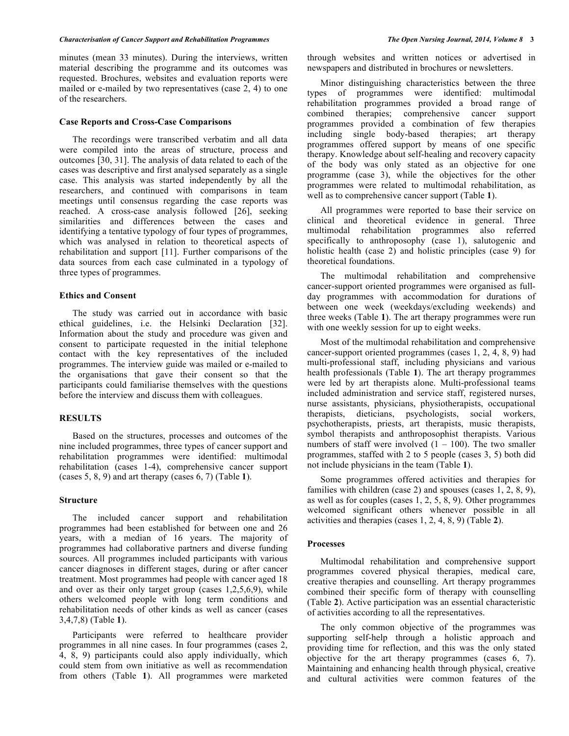minutes (mean 33 minutes). During the interviews, written material describing the programme and its outcomes was requested. Brochures, websites and evaluation reports were mailed or e-mailed by two representatives (case 2, 4) to one of the researchers.

### Case Reports and Cross-Case Comparisons

The recordings were transcribed verbatim and all data were compiled into the areas of structure, process and outcomes [30, 31]. The analysis of data related to each of the cases was descriptive and first analysed separately as a single case. This analysis was started independently by all the researchers, and continued with comparisons in team meetings until consensus regarding the case reports was reached. A cross-case analysis followed [26], seeking similarities and differences between the cases and identifying a tentative typology of four types of programmes, which was analysed in relation to theoretical aspects of rehabilitation and support [11]. Further comparisons of the data sources from each case culminated in a typology of three types of programmes.

### Ethics and Consent

The study was carried out in accordance with basic ethical guidelines, i.e. the Helsinki Declaration [32]. Information about the study and procedure was given and consent to participate requested in the initial telephone contact with the key representatives of the included programmes. The interview guide was mailed or e-mailed to the organisations that gave their consent so that the participants could familiarise themselves with the questions before the interview and discuss them with colleagues.

## RESULTS

Based on the structures, processes and outcomes of the nine included programmes, three types of cancer support and rehabilitation programmes were identified: multimodal rehabilitation (cases 1-4), comprehensive cancer support (cases 5, 8, 9) and art therapy (cases 6, 7) (Table **1**).

### Structure

The included cancer support and rehabilitation programmes had been established for between one and 26 years, with a median of 16 years. The majority of programmes had collaborative partners and diverse funding sources. All programmes included participants with various cancer diagnoses in different stages, during or after cancer treatment. Most programmes had people with cancer aged 18 and over as their only target group (cases 1,2,5,6,9), while others welcomed people with long term conditions and rehabilitation needs of other kinds as well as cancer (cases 3,4,7,8) (Table **1**).

Participants were referred to healthcare provider programmes in all nine cases. In four programmes (cases 2, 4, 8, 9) participants could also apply individually, which could stem from own initiative as well as recommendation from others (Table **1**). All programmes were marketed through websites and written notices or advertised in newspapers and distributed in brochures or newsletters.

Minor distinguishing characteristics between the three types of programmes were identified: multimodal rehabilitation programmes provided a broad range of combined therapies; comprehensive cancer support programmes provided a combination of few therapies including single body-based therapies; art therapy programmes offered support by means of one specific therapy. Knowledge about self-healing and recovery capacity of the body was only stated as an objective for one programme (case 3), while the objectives for the other programmes were related to multimodal rehabilitation, as well as to comprehensive cancer support (Table **1**).

All programmes were reported to base their service on clinical and theoretical evidence in general. Three multimodal rehabilitation programmes also referred specifically to anthroposophy (case 1), salutogenic and holistic health (case 2) and holistic principles (case 9) for theoretical foundations.

The multimodal rehabilitation and comprehensive cancer-support oriented programmes were organised as full-day programmes with accommodation for durations of between one week (weekdays/excluding weekends) and three weeks (Table **1**). The art therapy programmes were run with one weekly session for up to eight weeks.

Most of the multimodal rehabilitation and comprehensive cancer-support oriented programmes (cases 1, 2, 4, 8, 9) had multi-professional staff, including physicians and various health professionals (Table **1**). The art therapy programmes were led by art therapists alone. Multi-professional teams included administration and service staff, registered nurses, nurse assistants, physicians, physiotherapists, occupational therapists, dieticians, psychologists, social workers, psychotherapists, priests, art therapists, music therapists, symbol therapists and anthroposophist therapists. Various numbers of staff were involved (1 – 100). The two smaller programmes, staffed with 2 to 5 people (cases 3, 5) both did not include physicians in the team (Table **1**).

Some programmes offered activities and therapies for families with children (case 2) and spouses (cases 1, 2, 8, 9), as well as for couples (cases 1, 2, 5, 8, 9). Other programmes welcomed significant others whenever possible in all activities and therapies (cases 1, 2, 4, 8, 9) (Table **2**).

### Processes

Multimodal rehabilitation and comprehensive support programmes covered physical therapies, medical care, creative therapies and counselling. Art therapy programmes combined their specific form of therapy with counselling (Table **2**). Active participation was an essential characteristic of activities according to all the representatives.

The only common objective of the programmes was supporting self-help through a holistic approach and providing time for reflection, and this was the only stated objective for the art therapy programmes (cases 6, 7). Maintaining and enhancing health through physical, creative and cultural activities were common features of the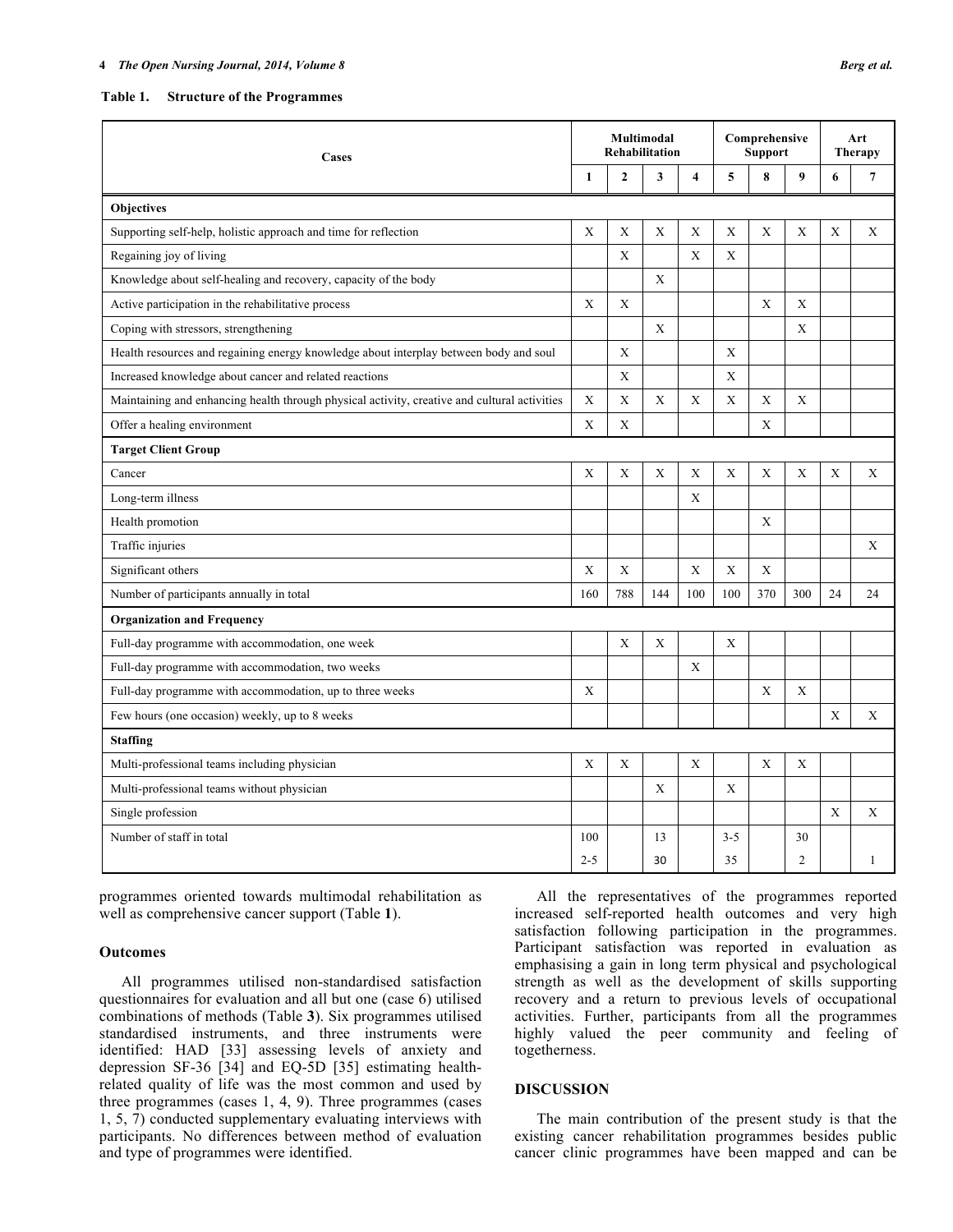**Table 1. Structure of the Programmes**

| Cases | Multimodal Rehabilitation | | | | Comprehensive Support | | | Art Therapy | |
|---|---|---|---|---|---|---|---|---|---|
| | 1 | 2 | 3 | 4 | 5 | 8 | 9 | 6 | 7 |
| **Objectives** | | | | | | | | | |
| Supporting self-help, holistic approach and time for reflection | X | X | X | X | X | X | X | X | X |
| Regaining joy of living | | X | | X | X | | | | |
| Knowledge about self-healing and recovery, capacity of the body | | | X | | | | | | |
| Active participation in the rehabilitative process | X | X | | | | X | X | | |
| Coping with stressors, strengthening | | | X | | | | X | | |
| Health resources and regaining energy knowledge about interplay between body and soul | | X | | | X | | | | |
| Increased knowledge about cancer and related reactions | | X | | | X | | | | |
| Maintaining and enhancing health through physical activity, creative and cultural activities | X | X | X | X | X | X | X | | |
| Offer a healing environment | X | X | | | | X | | | |
| **Target Client Group** | | | | | | | | | |
| Cancer | X | X | X | X | X | X | X | X | X |
| Long-term illness | | | | X | | | | | |
| Health promotion | | | | | | X | | | |
| Traffic injuries | | | | | | | | | X |
| Significant others | X | X | | X | X | X | | | |
| Number of participants annually in total | 160 | 788 | 144 | 100 | 100 | 370 | 300 | 24 | 24 |
| **Organization and Frequency** | | | | | | | | | |
| Full-day programme with accommodation, one week | | X | X | | X | | | | |
| Full-day programme with accommodation, two weeks | | | | X | | | | | |
| Full-day programme with accommodation, up to three weeks | X | | | | | X | X | | |
| Few hours (one occasion) weekly, up to 8 weeks | | | | | | | | X | X |
| **Staffing** | | | | | | | | | |
| Multi-professional teams including physician | X | X | | X | | X | X | | |
| Multi-professional teams without physician | | | X | | X | | | | |
| Single profession | | | | | | | | X | X |
| Number of staff in total | 100<br>2-5 | | 13<br>30 | | 3-5<br>35 | | 30<br>2 | | 1 |

programmes oriented towards multimodal rehabilitation as well as comprehensive cancer support (Table **1**).

### Outcomes

All programmes utilised non-standardised satisfaction questionnaires for evaluation and all but one (case 6) utilised combinations of methods (Table **3**). Six programmes utilised standardised instruments, and three instruments were identified: HAD [33] assessing levels of anxiety and depression SF-36 [34] and EQ-5D [35] estimating health-related quality of life was the most common and used by three programmes (cases 1, 4, 9). Three programmes (cases 1, 5, 7) conducted supplementary evaluating interviews with participants. No differences between method of evaluation and type of programmes were identified.

All the representatives of the programmes reported increased self-reported health outcomes and very high satisfaction following participation in the programmes. Participant satisfaction was reported in evaluation as emphasising a gain in long term physical and psychological strength as well as the development of skills supporting recovery and a return to previous levels of occupational activities. Further, participants from all the programmes highly valued the peer community and feeling of togetherness.

## DISCUSSION

The main contribution of the present study is that the existing cancer rehabilitation programmes besides public cancer clinic programmes have been mapped and can be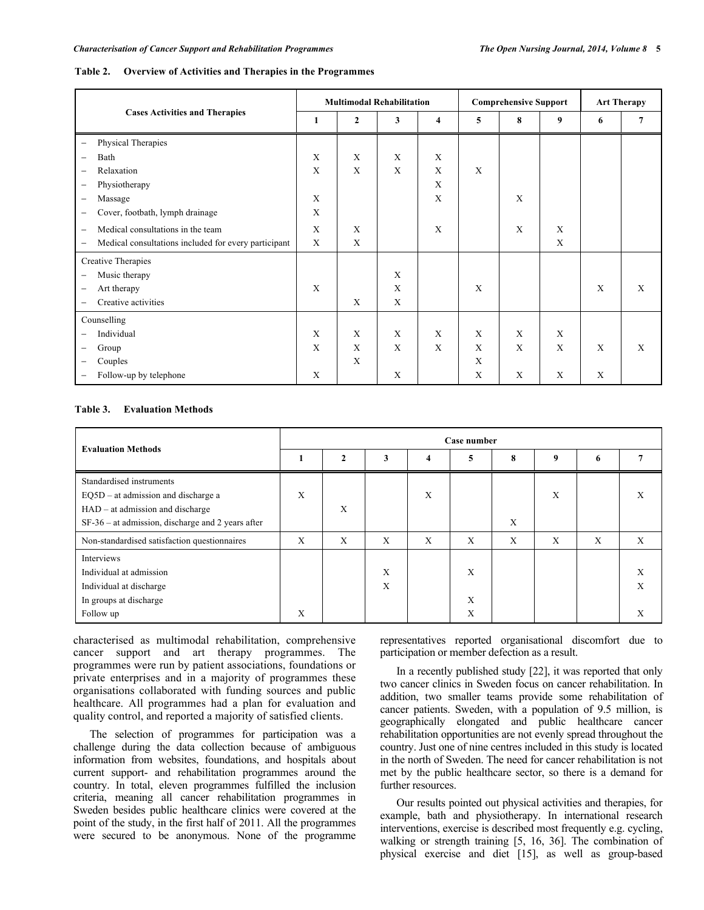**Table 2. Overview of Activities and Therapies in the Programmes**

| Cases Activities and Therapies | Multimodal Rehabilitation | | | | Comprehensive Support | | | Art Therapy | |
|---|---|---|---|---|---|---|---|---|---|
| | 1 | 2 | 3 | 4 | 5 | 8 | 9 | 6 | 7 |
| – Physical Therapies | | | | | | | | | |
| – Bath | X | X | X | X | | | | | |
| – Relaxation | X | X | X | X | X | | | | |
| – Physiotherapy | | | | X | | | | | |
| – Massage | X | | | X | | X | | | |
| – Cover, footbath, lymph drainage | X | | | | | | | | |
| – Medical consultations in the team | X | X | | X | | X | X | | |
| – Medical consultations included for every participant | X | X | | | | | X | | |
| Creative Therapies | | | | | | | | | |
| – Music therapy | | | X | | | | | | |
| – Art therapy | X | | X | | X | | | X | X |
| – Creative activities | | X | X | | | | | | |
| Counselling | | | | | | | | | |
| – Individual | X | X | X | X | X | X | X | | |
| – Group | X | X | X | X | X | X | X | X | X |
| – Couples | | X | | | X | | | | |
| – Follow-up by telephone | X | | X | | X | X | X | X | |

**Table 3. Evaluation Methods**

| Evaluation Methods | Case number | | | | | | | | |
|---|---|---|---|---|---|---|---|---|---|
| | 1 | 2 | 3 | 4 | 5 | 8 | 9 | 6 | 7 |
| Standardised instruments | | | | | | | | | |
| EQ5D – at admission and discharge a | X | | | X | | | X | | X |
| HAD – at admission and discharge | | X | | | | | | | |
| SF-36 – at admission, discharge and 2 years after | | | | | | X | | | |
| Non-standardised satisfaction questionnaires | X | X | X | X | X | X | X | X | X |
| Interviews | | | | | | | | | |
| Individual at admission | | | X | | X | | | | X |
| Individual at discharge | | | X | | | | | | X |
| In groups at discharge | | | | | X | | | | |
| Follow up | X | | | | X | | | | X |

characterised as multimodal rehabilitation, comprehensive cancer support and art therapy programmes. The programmes were run by patient associations, foundations or private enterprises and in a majority of programmes these organisations collaborated with funding sources and public healthcare. All programmes had a plan for evaluation and quality control, and reported a majority of satisfied clients.

The selection of programmes for participation was a challenge during the data collection because of ambiguous information from websites, foundations, and hospitals about current support- and rehabilitation programmes around the country. In total, eleven programmes fulfilled the inclusion criteria, meaning all cancer rehabilitation programmes in Sweden besides public healthcare clinics were covered at the point of the study, in the first half of 2011. All the programmes were secured to be anonymous. None of the programme representatives reported organisational discomfort due to participation or member defection as a result.

In a recently published study [22], it was reported that only two cancer clinics in Sweden focus on cancer rehabilitation. In addition, two smaller teams provide some rehabilitation of cancer patients. Sweden, with a population of 9.5 million, is geographically elongated and public healthcare cancer rehabilitation opportunities are not evenly spread throughout the country. Just one of nine centres included in this study is located in the north of Sweden. The need for cancer rehabilitation is not met by the public healthcare sector, so there is a demand for further resources.

Our results pointed out physical activities and therapies, for example, bath and physiotherapy. In international research interventions, exercise is described most frequently e.g. cycling, walking or strength training [5, 16, 36]. The combination of physical exercise and diet [15], as well as group-based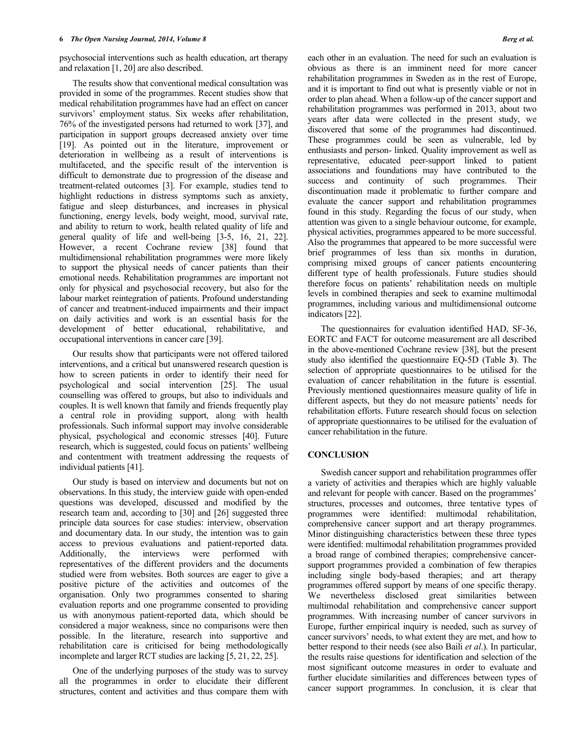psychosocial interventions such as health education, art therapy and relaxation [1, 20] are also described.

The results show that conventional medical consultation was provided in some of the programmes. Recent studies show that medical rehabilitation programmes have had an effect on cancer survivors' employment status. Six weeks after rehabilitation, 76% of the investigated persons had returned to work [37], and participation in support groups decreased anxiety over time [19]. As pointed out in the literature, improvement or deterioration in wellbeing as a result of interventions is multifaceted, and the specific result of the intervention is difficult to demonstrate due to progression of the disease and treatment-related outcomes [3]. For example, studies tend to highlight reductions in distress symptoms such as anxiety, fatigue and sleep disturbances, and increases in physical functioning, energy levels, body weight, mood, survival rate, and ability to return to work, health related quality of life and general quality of life and well-being [3-5, 16, 21, 22]. However, a recent Cochrane review [38] found that multidimensional rehabilitation programmes were more likely to support the physical needs of cancer patients than their emotional needs. Rehabilitation programmes are important not only for physical and psychosocial recovery, but also for the labour market reintegration of patients. Profound understanding of cancer and treatment-induced impairments and their impact on daily activities and work is an essential basis for the development of better educational, rehabilitative, and occupational interventions in cancer care [39].

Our results show that participants were not offered tailored interventions, and a critical but unanswered research question is how to screen patients in order to identify their need for psychological and social intervention [25]. The usual counselling was offered to groups, but also to individuals and couples. It is well known that family and friends frequently play a central role in providing support, along with health professionals. Such informal support may involve considerable physical, psychological and economic stresses [40]. Future research, which is suggested, could focus on patients' wellbeing and contentment with treatment addressing the requests of individual patients [41].

Our study is based on interview and documents but not on observations. In this study, the interview guide with open-ended questions was developed, discussed and modified by the research team and, according to [30] and [26] suggested three principle data sources for case studies: interview, observation and documentary data. In our study, the intention was to gain access to previous evaluations and patient-reported data. Additionally, the interviews were performed with representatives of the different providers and the documents studied were from websites. Both sources are eager to give a positive picture of the activities and outcomes of the organisation. Only two programmes consented to sharing evaluation reports and one programme consented to providing us with anonymous patient-reported data, which should be considered a major weakness, since no comparisons were then possible. In the literature, research into supportive and rehabilitation care is criticised for being methodologically incomplete and larger RCT studies are lacking [5, 21, 22, 25].

One of the underlying purposes of the study was to survey all the programmes in order to elucidate their different structures, content and activities and thus compare them with each other in an evaluation. The need for such an evaluation is obvious as there is an imminent need for more cancer rehabilitation programmes in Sweden as in the rest of Europe, and it is important to find out what is presently viable or not in order to plan ahead. When a follow-up of the cancer support and rehabilitation programmes was performed in 2013, about two years after data were collected in the present study, we discovered that some of the programmes had discontinued. These programmes could be seen as vulnerable, led by enthusiasts and person- linked. Quality improvement as well as representative, educated peer-support linked to patient associations and foundations may have contributed to the success and continuity of such programmes. Their discontinuation made it problematic to further compare and evaluate the cancer support and rehabilitation programmes found in this study. Regarding the focus of our study, when attention was given to a single behaviour outcome, for example, physical activities, programmes appeared to be more successful. Also the programmes that appeared to be more successful were brief programmes of less than six months in duration, comprising mixed groups of cancer patients encountering different type of health professionals. Future studies should therefore focus on patients' rehabilitation needs on multiple levels in combined therapies and seek to examine multimodal programmes, including various and multidimensional outcome indicators [22].

The questionnaires for evaluation identified HAD, SF-36, EORTC and FACT for outcome measurement are all described in the above-mentioned Cochrane review [38], but the present study also identified the questionnaire EQ-5D (Table **3**). The selection of appropriate questionnaires to be utilised for the evaluation of cancer rehabilitation in the future is essential. Previously mentioned questionnaires measure quality of life in different aspects, but they do not measure patients' needs for rehabilitation efforts. Future research should focus on selection of appropriate questionnaires to be utilised for the evaluation of cancer rehabilitation in the future.

## CONCLUSION

Swedish cancer support and rehabilitation programmes offer a variety of activities and therapies which are highly valuable and relevant for people with cancer. Based on the programmes' structures, processes and outcomes, three tentative types of programmes were identified: multimodal rehabilitation, comprehensive cancer support and art therapy programmes. Minor distinguishing characteristics between these three types were identified: multimodal rehabilitation programmes provided a broad range of combined therapies; comprehensive cancer-support programmes provided a combination of few therapies including single body-based therapies; and art therapy programmes offered support by means of one specific therapy. We nevertheless disclosed great similarities between multimodal rehabilitation and comprehensive cancer support programmes. With increasing number of cancer survivors in Europe, further empirical inquiry is needed, such as survey of cancer survivors' needs, to what extent they are met, and how to better respond to their needs (see also Baili *et al*.). In particular, the results raise questions for identification and selection of the most significant outcome measures in order to evaluate and further elucidate similarities and differences between types of cancer support programmes. In conclusion, it is clear that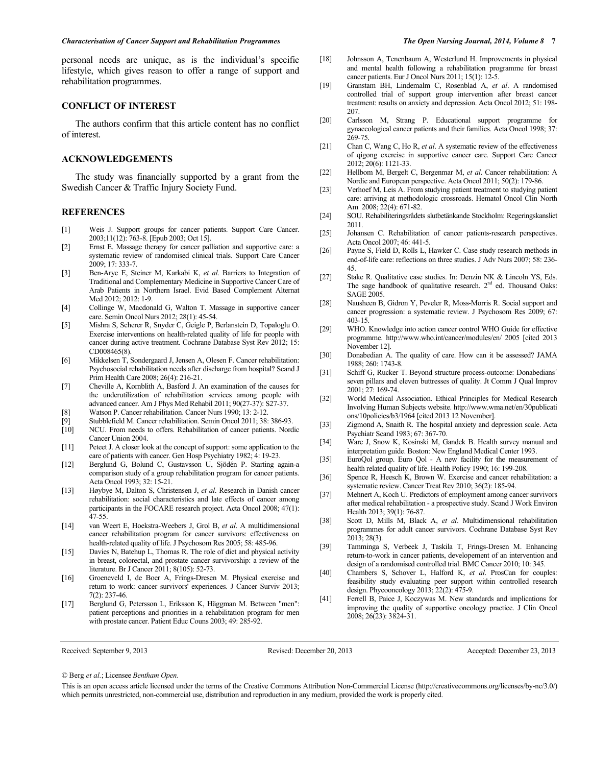personal needs are unique, as is the individual's specific lifestyle, which gives reason to offer a range of support and rehabilitation programmes.

## CONFLICT OF INTEREST

The authors confirm that this article content has no conflict of interest.

## ACKNOWLEDGEMENTS

The study was financially supported by a grant from the Swedish Cancer & Traffic Injury Society Fund.

## REFERENCES

[1] Weis J. Support groups for cancer patients. Support Care Cancer. 2003;11(12): 763-8. [Epub 2003; Oct 15].

[2] Ernst E. Massage therapy for cancer palliation and supportive care: a systematic review of randomised clinical trials. Support Care Cancer 2009; 17: 333-7.

[3] Ben-Arye E, Steiner M, Karkabi K, *et al*. Barriers to Integration of Traditional and Complementary Medicine in Supportive Cancer Care of Arab Patients in Northern Israel. Evid Based Complement Alternat Med 2012; 2012: 1-9.

[4] Collinge W, Macdonald G, Walton T. Massage in supportive cancer care. Semin Oncol Nurs 2012; 28(1): 45-54.

[5] Mishra S, Scherer R, Snyder C, Geigle P, Berlanstein D, Topaloglu O. Exercise interventions on health-related quality of life for people with cancer during active treatment. Cochrane Database Syst Rev 2012; 15: CD008465(8).

[6] Mikkelsen T, Sondergaard J, Jensen A, Olesen F. Cancer rehabilitation: Psychosocial rehabilitation needs after discharge from hospital? Scand J Prim Health Care 2008; 26(4): 216-21.

[7] Cheville A, Kornblith A, Basford J. An examination of the causes for the underutilization of rehabilitation services among people with advanced cancer. Am J Phys Med Rehabil 2011; 90(27-37): S27-37.

[8] Watson P. Cancer rehabilitation. Cancer Nurs 1990; 13: 2-12.

[9] Stubblefield M. Cancer rehabilitation. Semin Oncol 2011; 38: 386-93.

[10] NCU. From needs to offers. Rehabilitation of cancer patients. Nordic Cancer Union 2004.

[11] Peteet J. A closer look at the concept of support: some application to the care of patients with cancer. Gen Hosp Psychiatry 1982; 4: 19-23.

[12] Berglund G, Bolund C, Gustavsson U, Sjödén P. Starting again-a comparison study of a group rehabilitation program for cancer patients. Acta Oncol 1993; 32: 15-21.

[13] Høybye M, Dalton S, Christensen J, *et al*. Research in Danish cancer rehabilitation: social characteristics and late effects of cancer among participants in the FOCARE research project. Acta Oncol 2008; 47(1): 47-55.

[14] van Weert E, Hoekstra-Weebers J, Grol B, *et al*. A multidimensional cancer rehabilitation program for cancer survivors: effectiveness on health-related quality of life. J Psychosom Res 2005; 58: 485-96.

[15] Davies N, Batehup L, Thomas R. The role of diet and physical activity in breast, colorectal, and prostate cancer survivorship: a review of the literature. Br J Cancer 2011; 8(105): 52-73.

[16] Groeneveld I, de Boer A, Frings-Dresen M. Physical exercise and return to work: cancer survivors' experiences. J Cancer Surviv 2013; 7(2): 237-46.

[17] Berglund G, Petersson L, Eriksson K, Häggman M. Between "men": patient perceptions and priorities in a rehabilitation program for men with prostate cancer. Patient Educ Couns 2003; 49: 285-92.

[18] Johnsson A, Tenenbaum A, Westerlund H. Improvements in physical and mental health following a rehabilitation programme for breast cancer patients. Eur J Oncol Nurs 2011; 15(1): 12-5.

[19] Granstam BH, Lindemalm C, Rosenblad A, *et al*. A randomised controlled trial of support group intervention after breast cancer treatment: results on anxiety and depression. Acta Oncol 2012; 51: 198-207.

[20] Carlsson M, Strang P. Educational support programme for gynaecological cancer patients and their families. Acta Oncol 1998; 37: 269-75.

[21] Chan C, Wang C, Ho R, *et al*. A systematic review of the effectiveness of qigong exercise in supportive cancer care. Support Care Cancer 2012; 20(6): 1121-33.

[22] Hellbom M, Bergelt C, Bergenmar M, *et al*. Cancer rehabilitation: A Nordic and European perspective. Acta Oncol 2011; 50(2): 179-86.

[23] Verhoef M, Leis A. From studying patient treatment to studying patient care: arriving at methodologic crossroads. Hematol Oncol Clin North Am 2008; 22(4): 671-82.

[24] SOU. Rehabiliteringsrådets slutbetänkande Stockholm: Regeringskansliet 2011.

[25] Johansen C. Rehabilitation of cancer patients-research perspectives. Acta Oncol 2007; 46: 441-5.

[26] Payne S, Field D, Rolls L, Hawker C. Case study research methods in end-of-life care: reflections on three studies. J Adv Nurs 2007; 58: 236-45.

[27] Stake R. Qualitative case studies. In: Denzin NK & Lincoln YS, Eds. The sage handbook of qualitative research. 2nd ed. Thousand Oaks: SAGE 2005.

[28] Nausheen B, Gidron Y, Peveler R, Moss-Morris R. Social support and cancer progression: a systematic review. J Psychosom Res 2009; 67: 403-15.

[29] WHO. Knowledge into action cancer control WHO Guide for effective programme. http://www.who.int/cancer/modules/en/ 2005 [cited 2013 November 12].

[30] Donabedian A. The quality of care. How can it be assessed? JAMA 1988; 260: 1743-8.

[31] Schiff G, Rucker T. Beyond structure process-outcome: Donabedians´ seven pillars and eleven buttresses of quality. Jt Comm J Qual Improv 2001; 27: 169-74.

[32] World Medical Association. Ethical Principles for Medical Research Involving Human Subjects website. http://www.wma.net/en/30publications/10policies/b3/1964 [cited 2013 12 November].

[33] Zigmond A, Snaith R. The hospital anxiety and depression scale. Acta Psychiatr Scand 1983; 67: 367-70.

[34] Ware J, Snow K, Kosinski M, Gandek B. Health survey manual and interpretation guide. Boston: New England Medical Center 1993.

[35] EuroQol group. Euro Qol - A new facility for the measurement of health related quality of life. Health Policy 1990; 16: 199-208.

[36] Spence R, Heesch K, Brown W. Exercise and cancer rehabilitation: a systematic review. Cancer Treat Rev 2010; 36(2): 185-94.

[37] Mehnert A, Koch U. Predictors of employment among cancer survivors after medical rehabilitation - a prospective study. Scand J Work Environ Health 2013; 39(1): 76-87.

[38] Scott D, Mills M, Black A, *et al*. Multidimensional rehabilitation programmes for adult cancer survivors. Cochrane Database Syst Rev 2013; 28(3).

[39] Tamminga S, Verbeek J, Taskila T, Frings-Dresen M. Enhancing return-to-work in cancer patients, developement of an intervention and design of a randomised controlled trial. BMC Cancer 2010; 10: 345.

[40] Chambers S, Schover L, Halford K, *et al*. ProsCan for couples: feasibility study evaluating peer support within controlled research design. Phycooncology 2013; 22(2): 475-9.

[41] Ferrell B, Paice J, Koczywas M. New standards and implications for improving the quality of supportive oncology practice. J Clin Oncol 2008; 26(23): 3824-31.

Received: September 9, 2013 Revised: December 20, 2013 Accepted: December 23, 2013

© Berg *et al.*; Licensee *Bentham Open*.

This is an open access article licensed under the terms of the Creative Commons Attribution Non-Commercial License (http://creativecommons.org/licenses/by-nc/3.0/) which permits unrestricted, non-commercial use, distribution and reproduction in any medium, provided the work is properly cited.